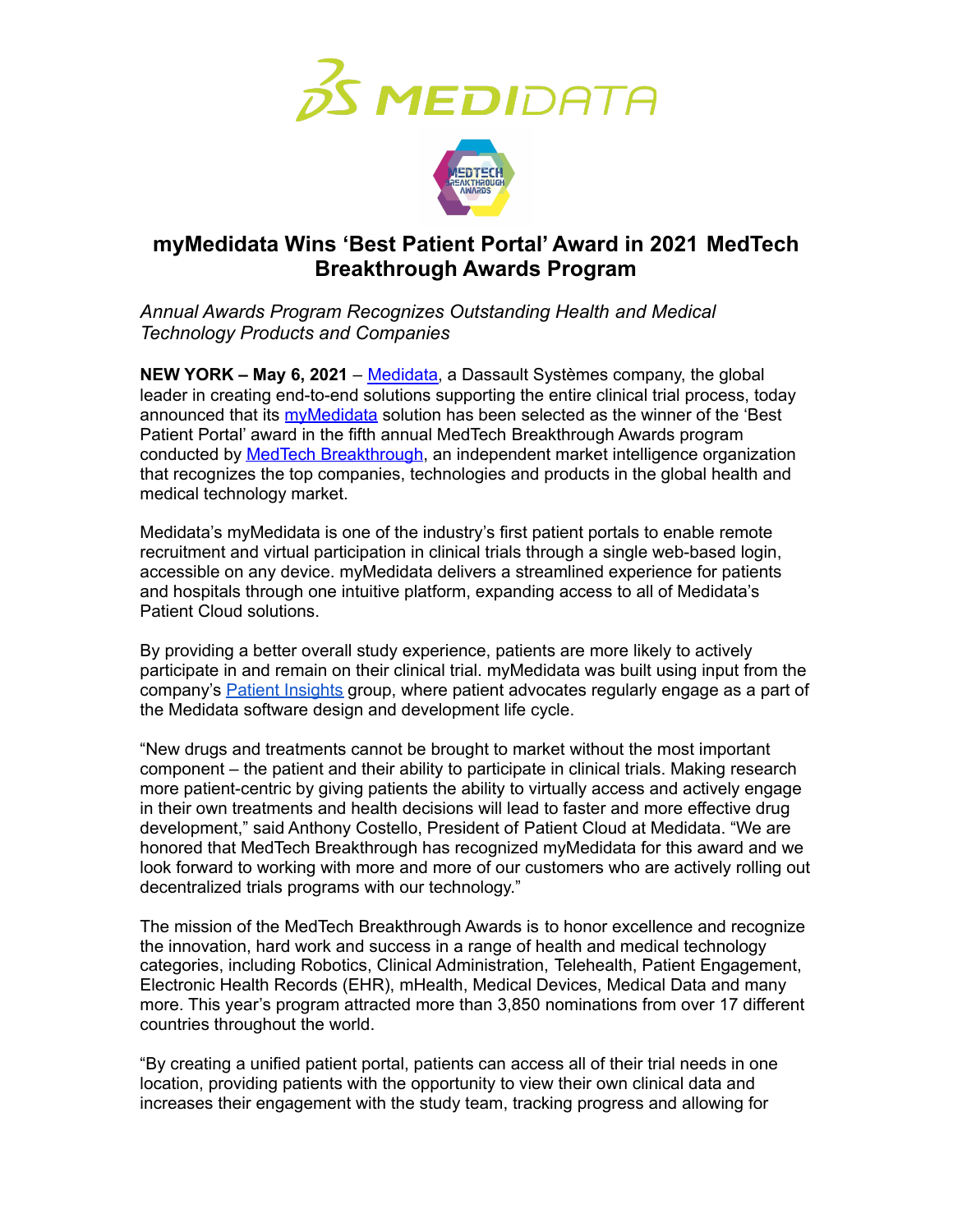# myMedidata Wins 'Best Patient Portal' Award in 2021 MedTech Breakthrough Awards Program

*Annual Awards Program Recognizes Outstanding Health and Medical Technology Products and Companies*

**NEW YORK – May 6, 2021** – Medidata, a Dassault Systèmes company, the global leader in creating end-to-end solutions supporting the entire clinical trial process, today announced that its myMedidata solution has been selected as the winner of the 'Best Patient Portal' award in the fifth annual MedTech Breakthrough Awards program conducted by MedTech Breakthrough, an independent market intelligence organization that recognizes the top companies, technologies and products in the global health and medical technology market.

Medidata's myMedidata is one of the industry's first patient portals to enable remote recruitment and virtual participation in clinical trials through a single web-based login, accessible on any device. myMedidata delivers a streamlined experience for patients and hospitals through one intuitive platform, expanding access to all of Medidata's Patient Cloud solutions.

By providing a better overall study experience, patients are more likely to actively participate in and remain on their clinical trial. myMedidata was built using input from the company's Patient Insights group, where patient advocates regularly engage as a part of the Medidata software design and development life cycle.

"New drugs and treatments cannot be brought to market without the most important component – the patient and their ability to participate in clinical trials. Making research more patient-centric by giving patients the ability to virtually access and actively engage in their own treatments and health decisions will lead to faster and more effective drug development," said Anthony Costello, President of Patient Cloud at Medidata. "We are honored that MedTech Breakthrough has recognized myMedidata for this award and we look forward to working with more and more of our customers who are actively rolling out decentralized trials programs with our technology."

The mission of the MedTech Breakthrough Awards is to honor excellence and recognize the innovation, hard work and success in a range of health and medical technology categories, including Robotics, Clinical Administration, Telehealth, Patient Engagement, Electronic Health Records (EHR), mHealth, Medical Devices, Medical Data and many more. This year's program attracted more than 3,850 nominations from over 17 different countries throughout the world.

"By creating a unified patient portal, patients can access all of their trial needs in one location, providing patients with the opportunity to view their own clinical data and increases their engagement with the study team, tracking progress and allowing for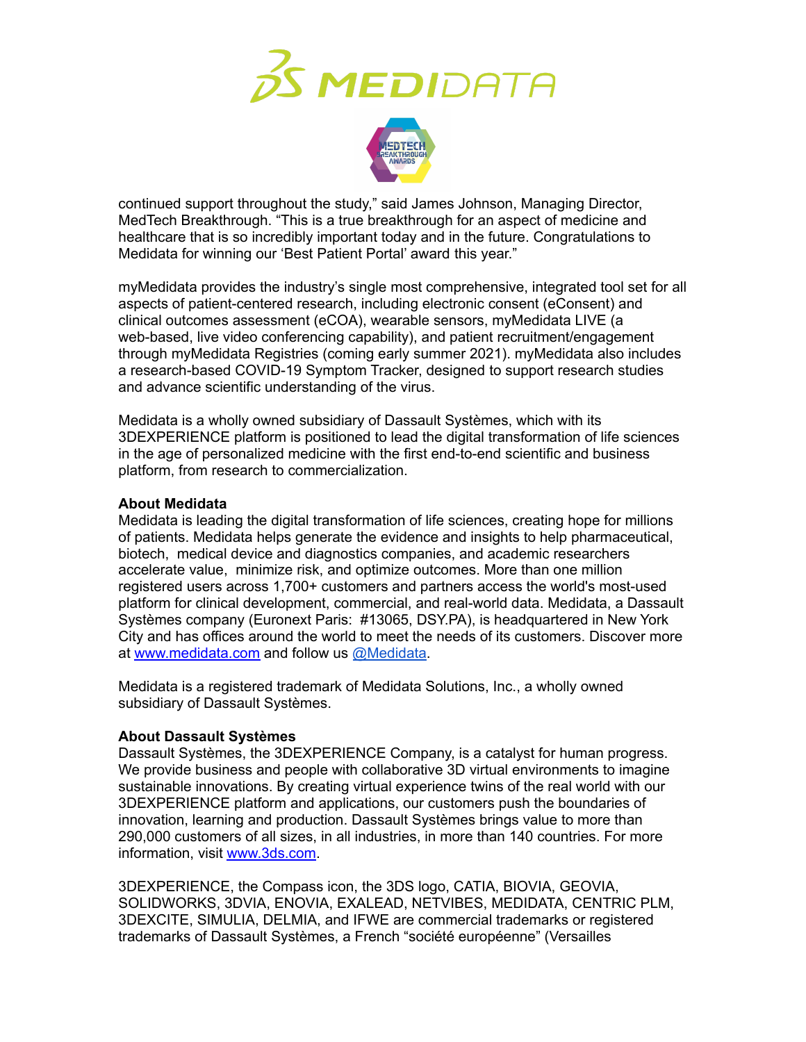continued support throughout the study," said James Johnson, Managing Director, MedTech Breakthrough. "This is a true breakthrough for an aspect of medicine and healthcare that is so incredibly important today and in the future. Congratulations to Medidata for winning our 'Best Patient Portal' award this year."

myMedidata provides the industry's single most comprehensive, integrated tool set for all aspects of patient-centered research, including electronic consent (eConsent) and clinical outcomes assessment (eCOA), wearable sensors, myMedidata LIVE (a web-based, live video conferencing capability), and patient recruitment/engagement through myMedidata Registries (coming early summer 2021). myMedidata also includes a research-based COVID-19 Symptom Tracker, designed to support research studies and advance scientific understanding of the virus.

Medidata is a wholly owned subsidiary of Dassault Systèmes, which with its 3DEXPERIENCE platform is positioned to lead the digital transformation of life sciences in the age of personalized medicine with the first end-to-end scientific and business platform, from research to commercialization.

**About Medidata**
Medidata is leading the digital transformation of life sciences, creating hope for millions of patients. Medidata helps generate the evidence and insights to help pharmaceutical, biotech, medical device and diagnostics companies, and academic researchers accelerate value, minimize risk, and optimize outcomes. More than one million registered users across 1,700+ customers and partners access the world's most-used platform for clinical development, commercial, and real-world data. Medidata, a Dassault Systèmes company (Euronext Paris: #13065, DSY.PA), is headquartered in New York City and has offices around the world to meet the needs of its customers. Discover more at [www.medidata.com](http://www.medidata.com) and follow us [@Medidata](https://twitter.com/Medidata).

Medidata is a registered trademark of Medidata Solutions, Inc., a wholly owned subsidiary of Dassault Systèmes.

**About Dassault Systèmes**
Dassault Systèmes, the 3DEXPERIENCE Company, is a catalyst for human progress. We provide business and people with collaborative 3D virtual environments to imagine sustainable innovations. By creating virtual experience twins of the real world with our 3DEXPERIENCE platform and applications, our customers push the boundaries of innovation, learning and production. Dassault Systèmes brings value to more than 290,000 customers of all sizes, in all industries, in more than 140 countries. For more information, visit [www.3ds.com](http://www.3ds.com).

3DEXPERIENCE, the Compass icon, the 3DS logo, CATIA, BIOVIA, GEOVIA, SOLIDWORKS, 3DVIA, ENOVIA, EXALEAD, NETVIBES, MEDIDATA, CENTRIC PLM, 3DEXCITE, SIMULIA, DELMIA, and IFWE are commercial trademarks or registered trademarks of Dassault Systèmes, a French "société européenne" (Versailles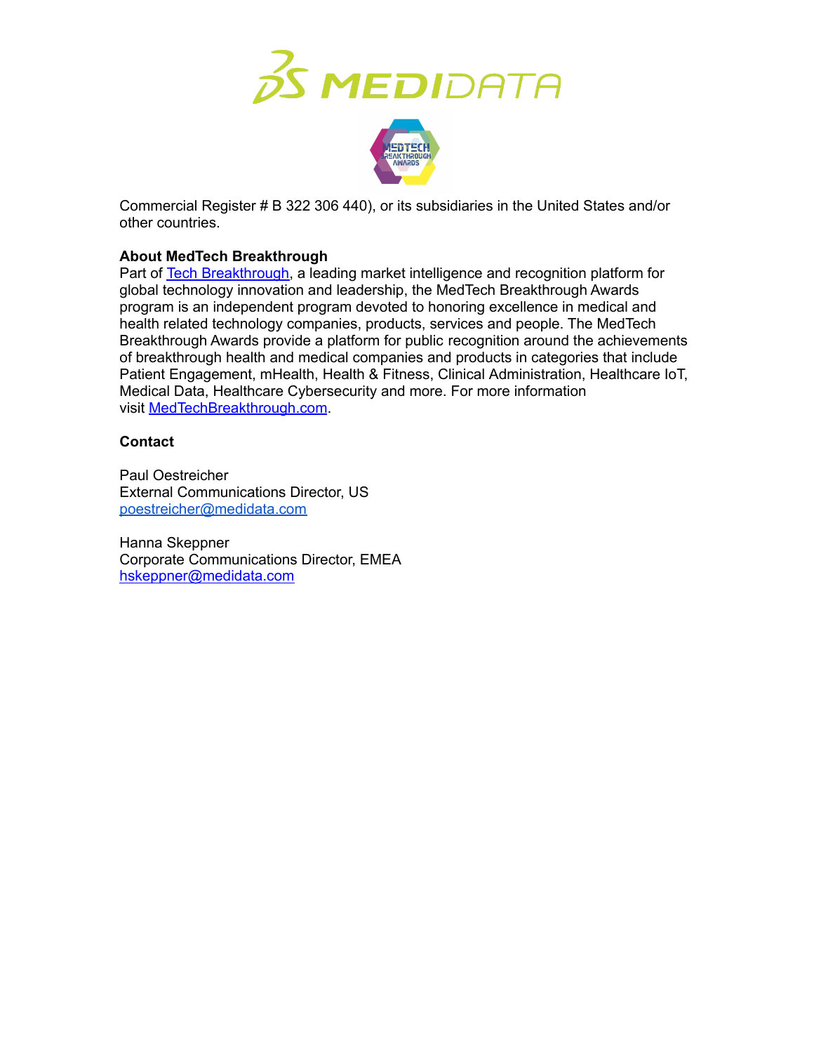Commercial Register # B 322 306 440), or its subsidiaries in the United States and/or other countries.

**About MedTech Breakthrough**
Part of Tech Breakthrough, a leading market intelligence and recognition platform for global technology innovation and leadership, the MedTech Breakthrough Awards program is an independent program devoted to honoring excellence in medical and health related technology companies, products, services and people. The MedTech Breakthrough Awards provide a platform for public recognition around the achievements of breakthrough health and medical companies and products in categories that include Patient Engagement, mHealth, Health & Fitness, Clinical Administration, Healthcare IoT, Medical Data, Healthcare Cybersecurity and more. For more information visit MedTechBreakthrough.com.

**Contact**

Paul Oestreicher
External Communications Director, US
poestreicher@medidata.com

Hanna Skeppner
Corporate Communications Director, EMEA
hskeppner@medidata.com